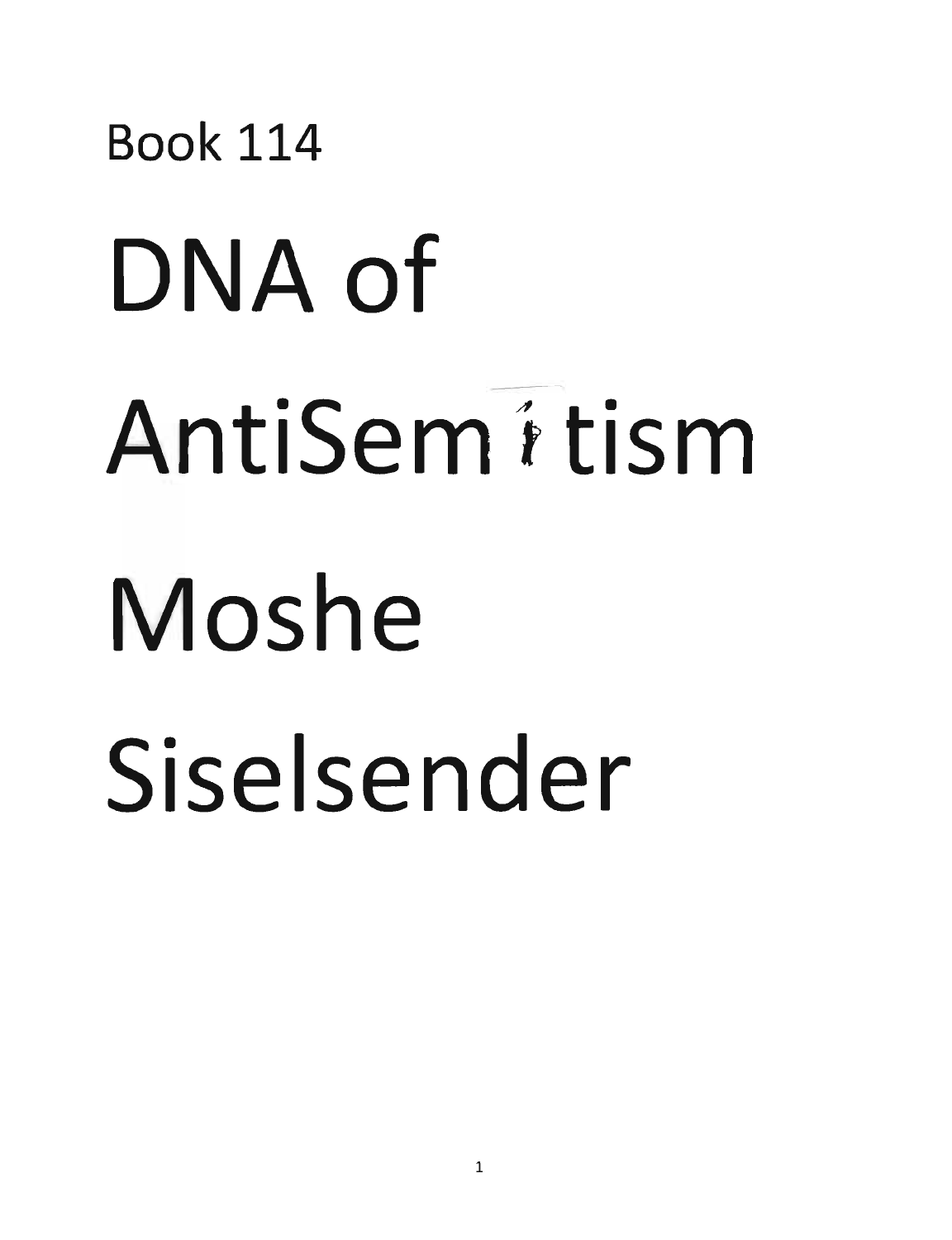Book 114

# DNA of AntiSemitism

# Moshe Siselsender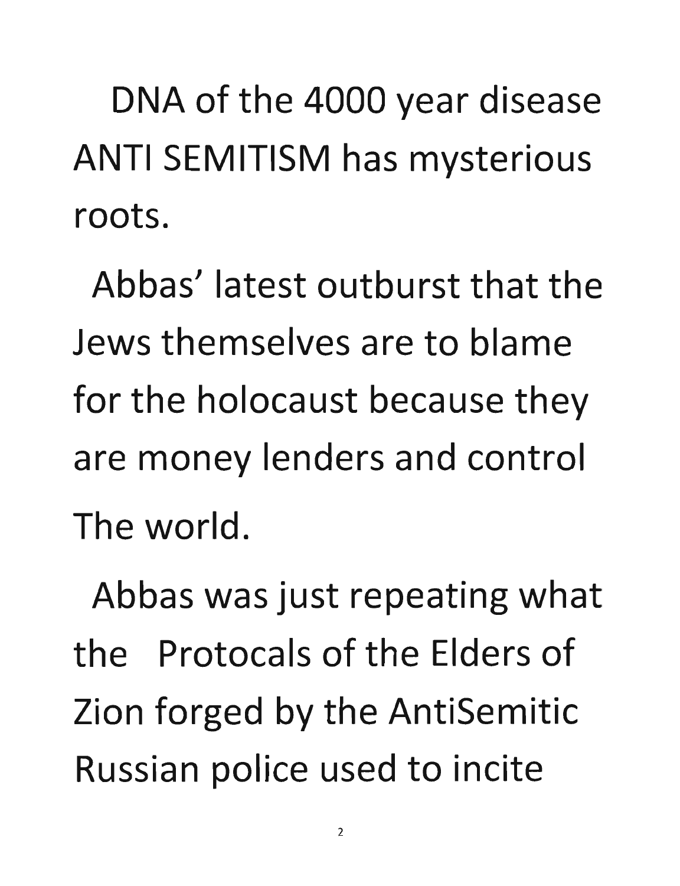DNA of the 4000 year disease ANTI SEMITISM has mysterious roots.

Abbas' latest outburst that the Jews themselves are to blame for the holocaust because they are money lenders and control The world.

Abbas was just repeating what the Protocals of the Elders of Zion forged by the AntiSemitic Russian police used to incite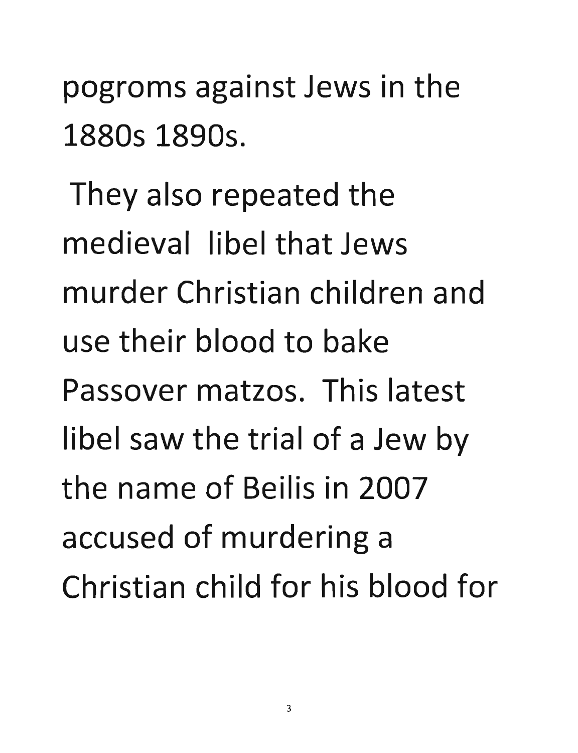pogroms against Jews in the 1880s 1890s.

They also repeated the medieval libel that Jews murder Christian children and use their blood to bake Passover matzos. This latest libel saw the trial of a Jew by the name of Beilis in 2007 accused of murdering a Christian child for his blood for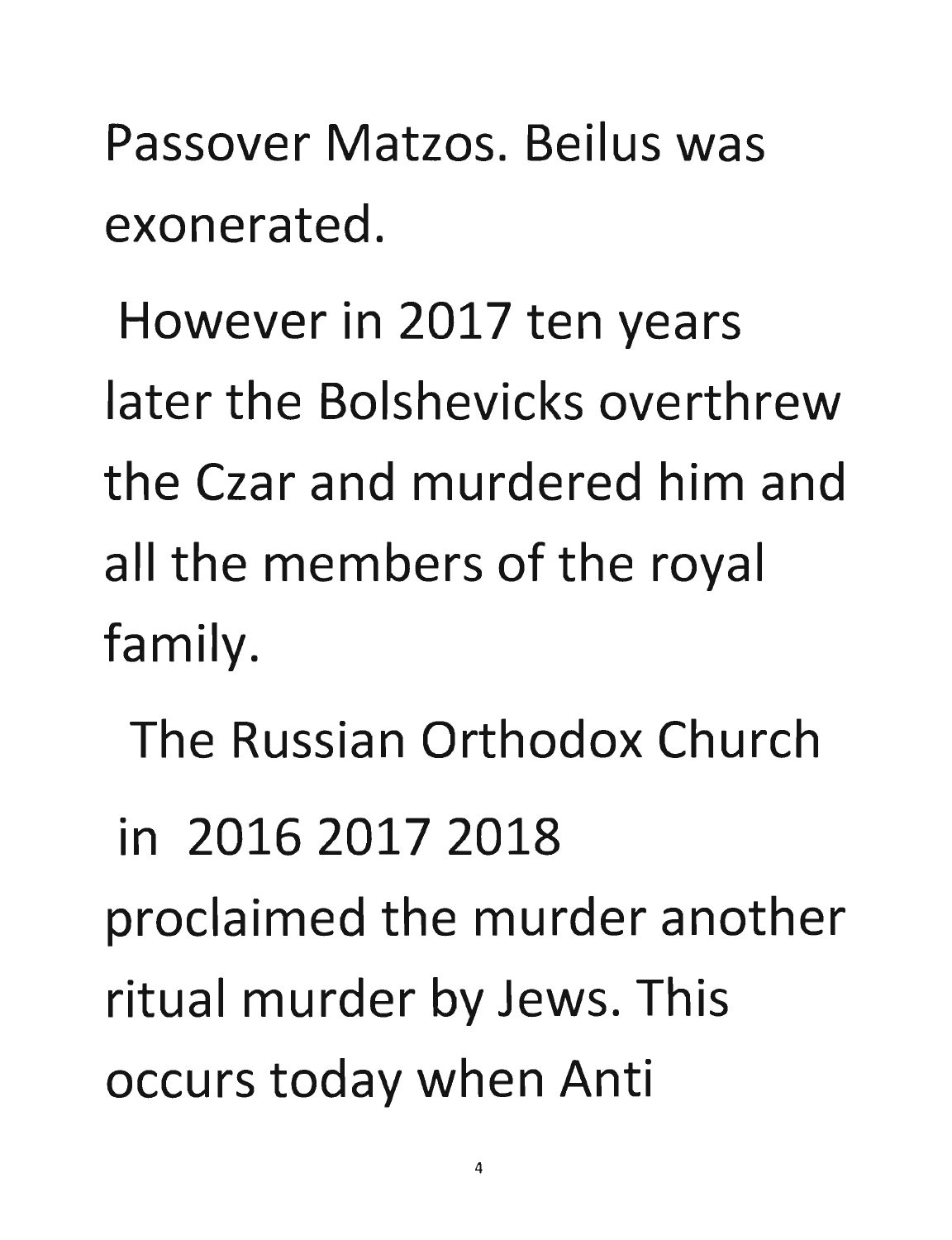Passover Matzos. Beilus was exonerated.

However in 2017 ten years later the Bolshevicks overthrew the Czar and murdered him and all the members of the royal family.

The Russian Orthodox Church in 2016 2017 2018 proclaimed the murder another ritual murder by Jews. This occurs today when Anti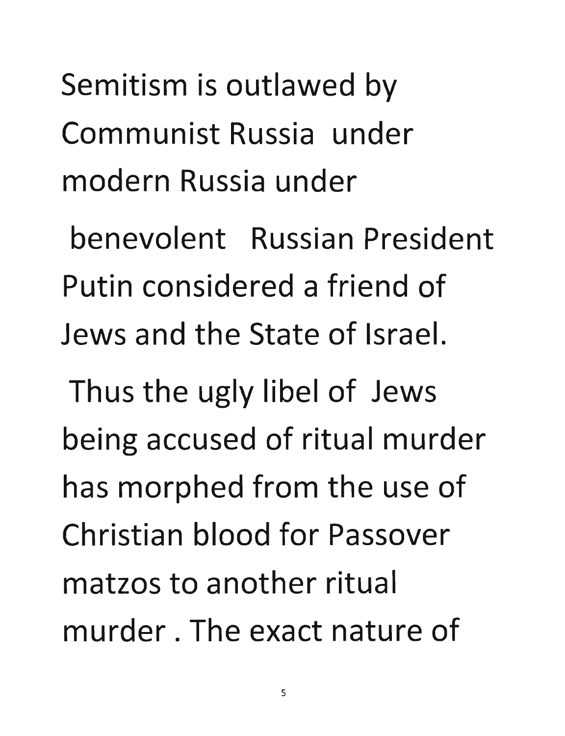Semitism is outlawed by Communist Russia under modern Russia under benevolent Russian President Putin considered a friend of Jews and the State of Israel.

Thus the ugly libel of Jews being accused of ritual murder has morphed from the use of Christian blood for Passover matzos to another ritual murder . The exact nature of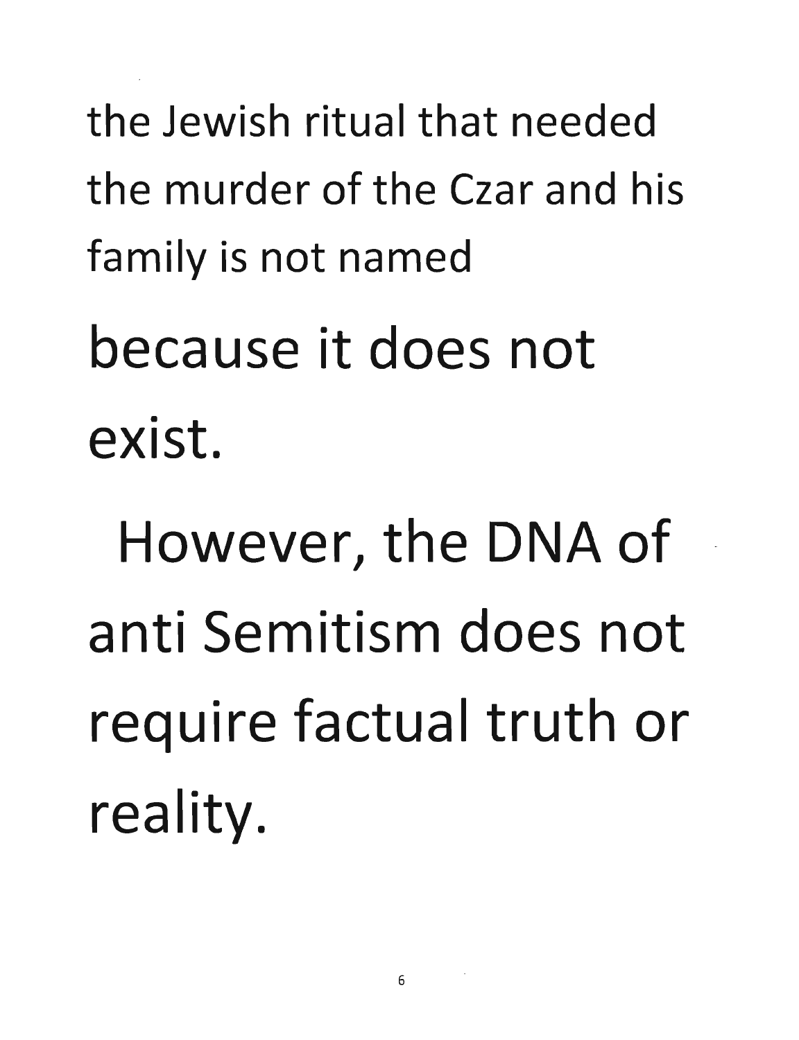the Jewish ritual that needed the murder of the Czar and his family is not named

because it does not exist.

However, the DNA of anti Semitism does not require factual truth or reality.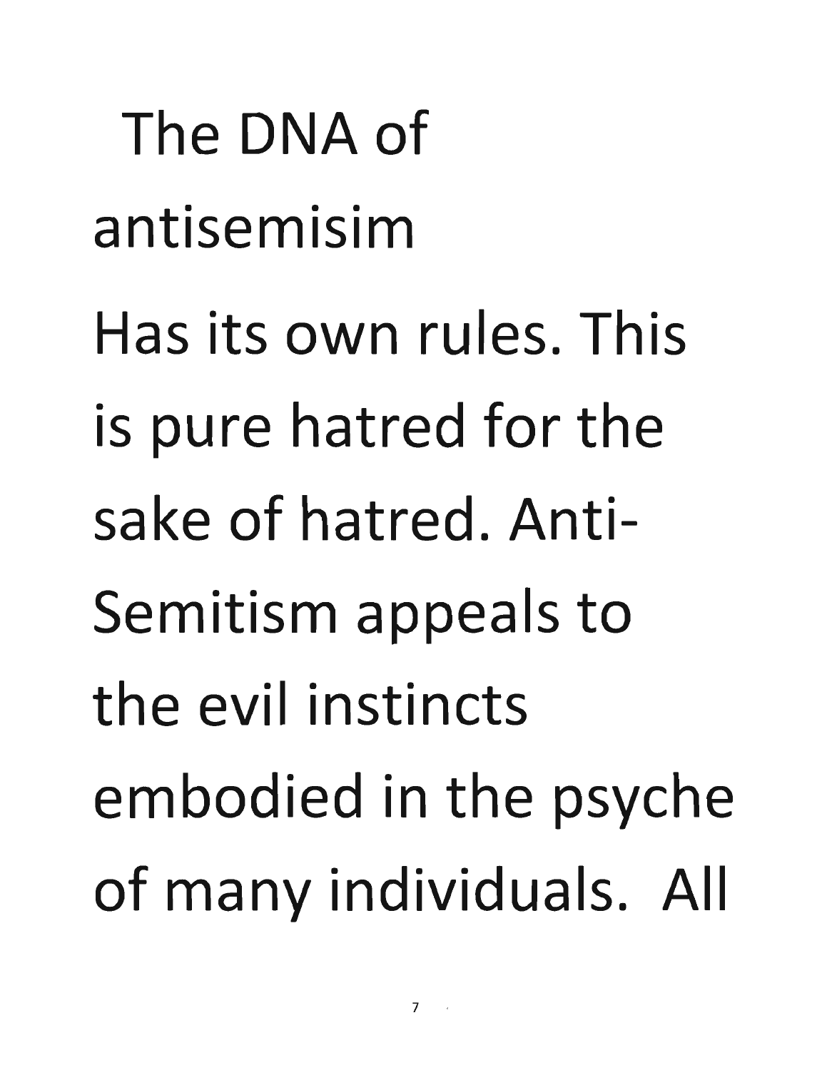The DNA of antisemisim Has its own rules. This is pure hatred for the sake of hatred. Anti-Semitism appeals to the evil instincts embodied in the psyche of many individuals. All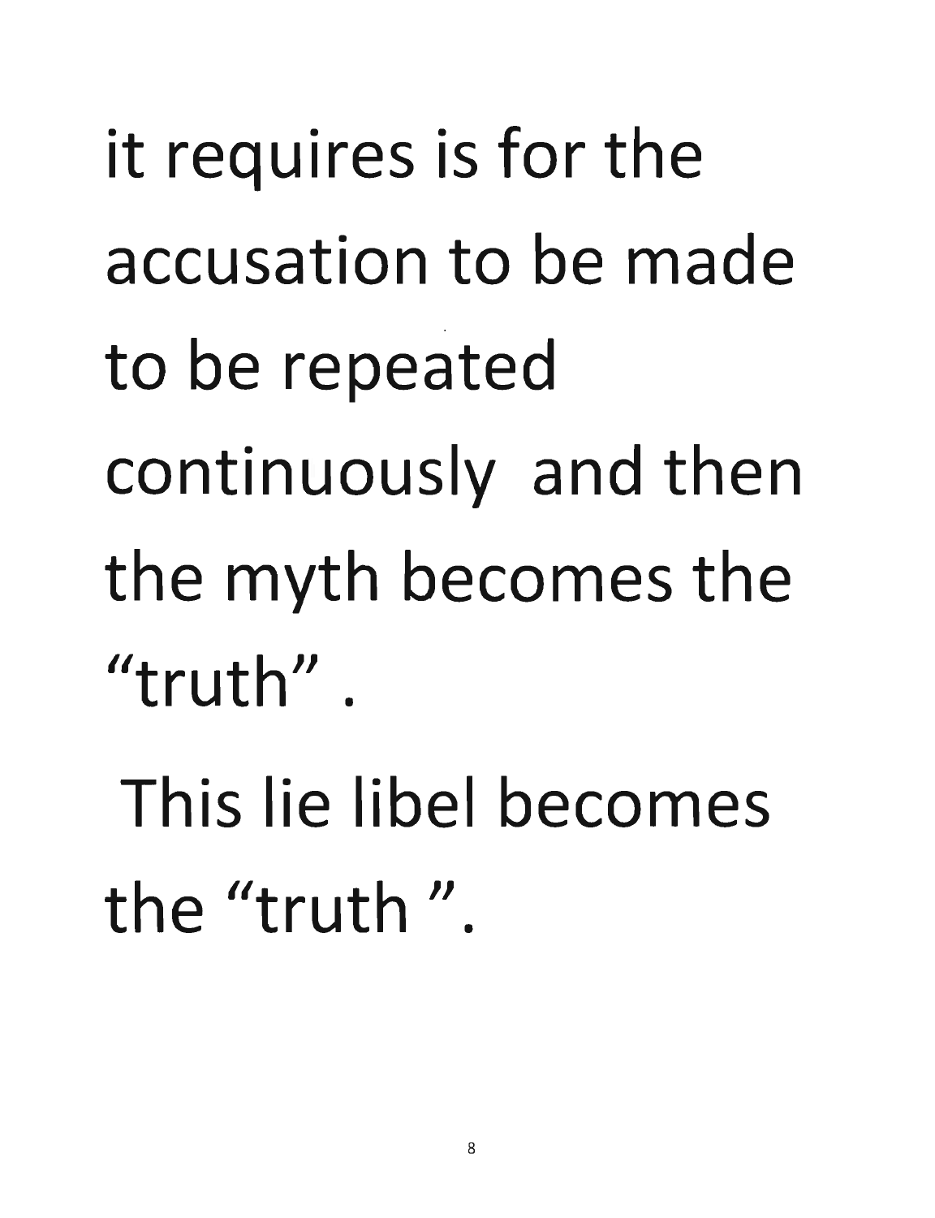it requires is for the accusation to be made to be repeated continuously and then the myth becomes the "truth".

This lie libel becomes the "truth".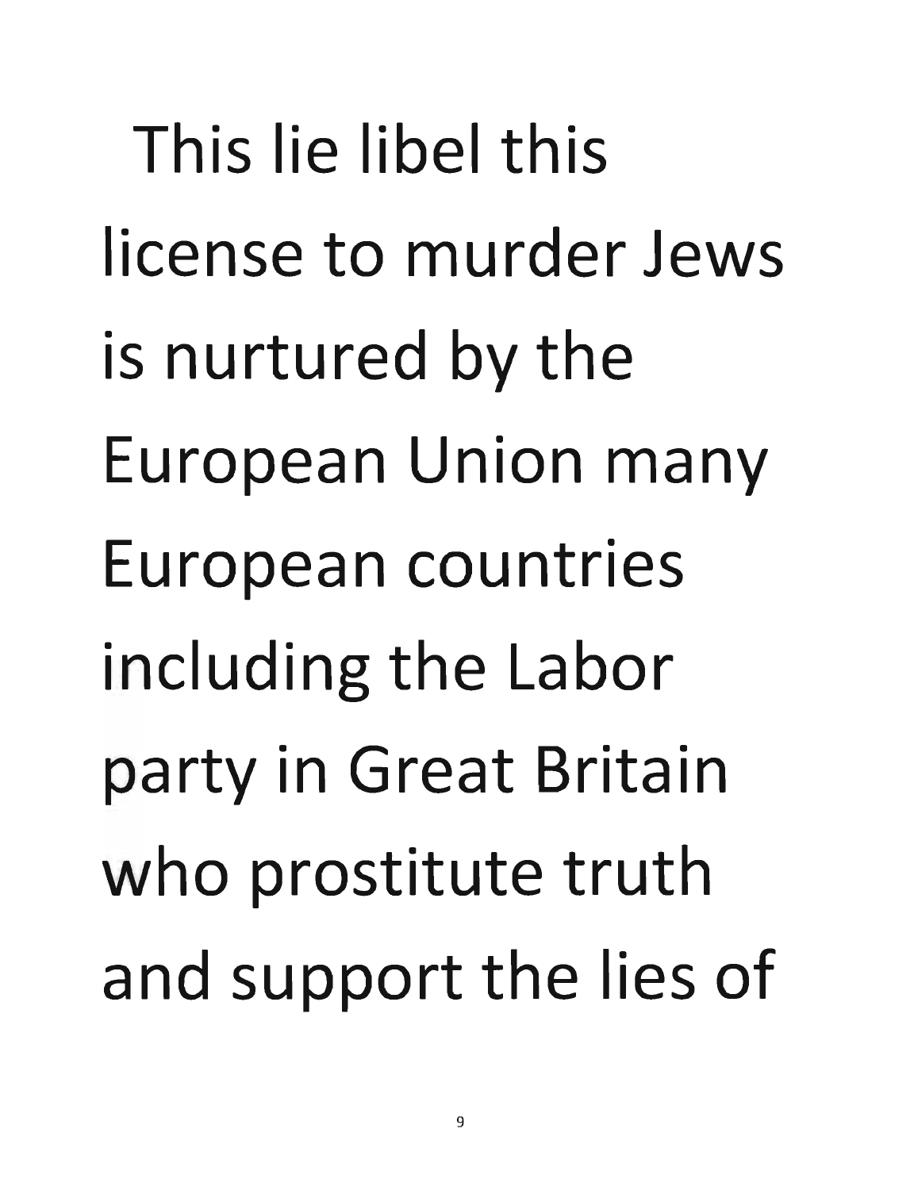This lie libel this license to murder Jews is nurtured by the European Union many European countries including the Labor party in Great Britain who prostitute truth and support the lies of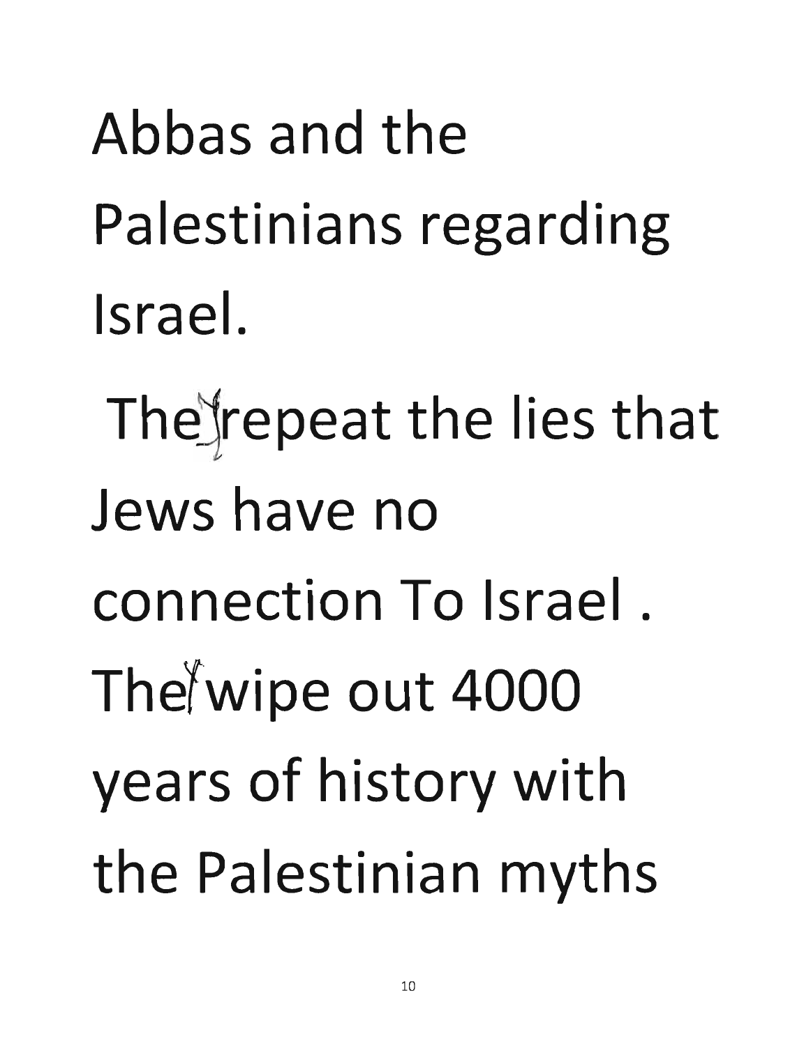Abbas and the Palestinians regarding Israel.

They repeat the lies that Jews have no connection To Israel . They wipe out 4000 years of history with the Palestinian myths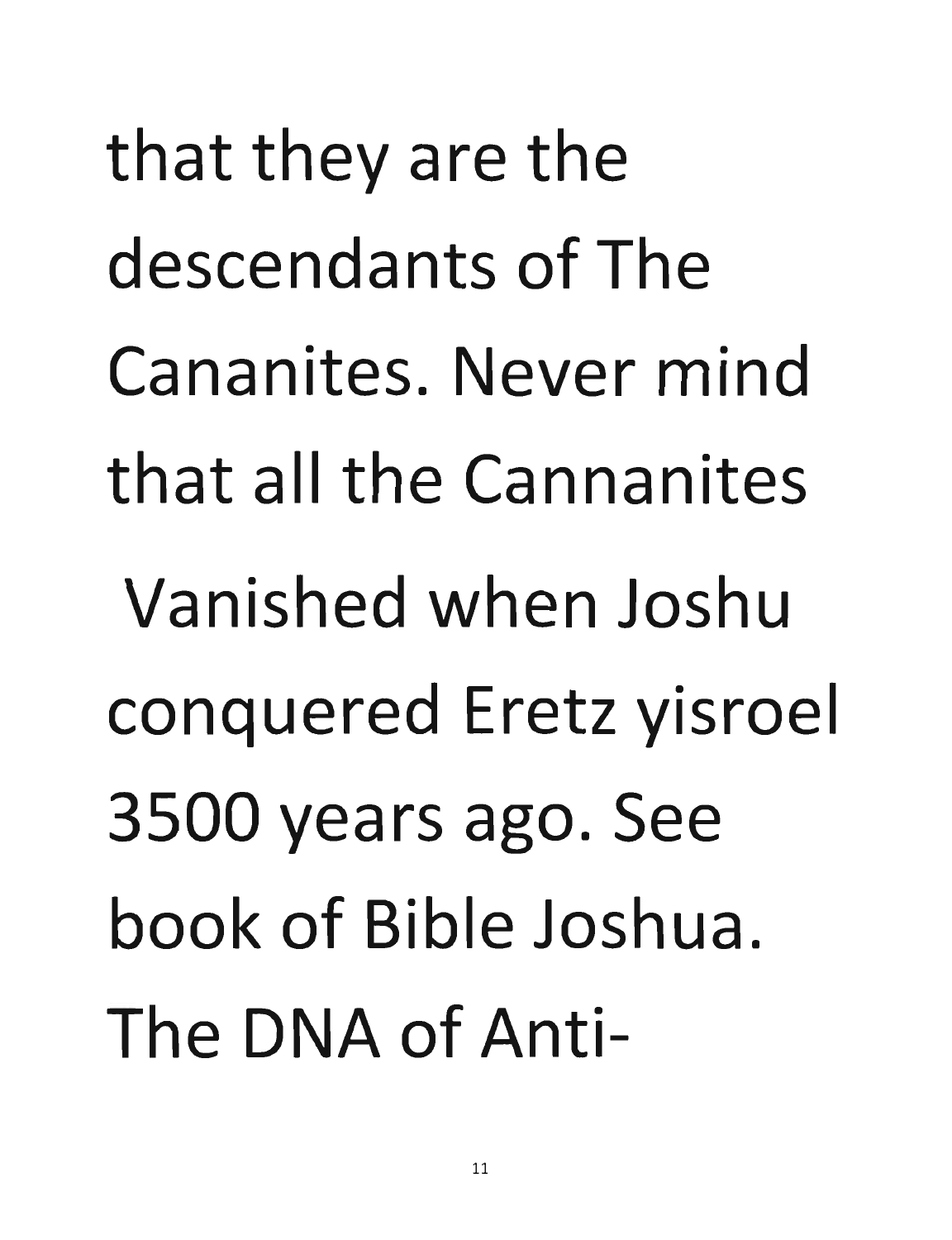that they are the descendants of The Cananites. Never mind that all the Cannanites Vanished when Joshu conquered Eretz yisroel 3500 years ago. See book of Bible Joshua. The DNA of Anti-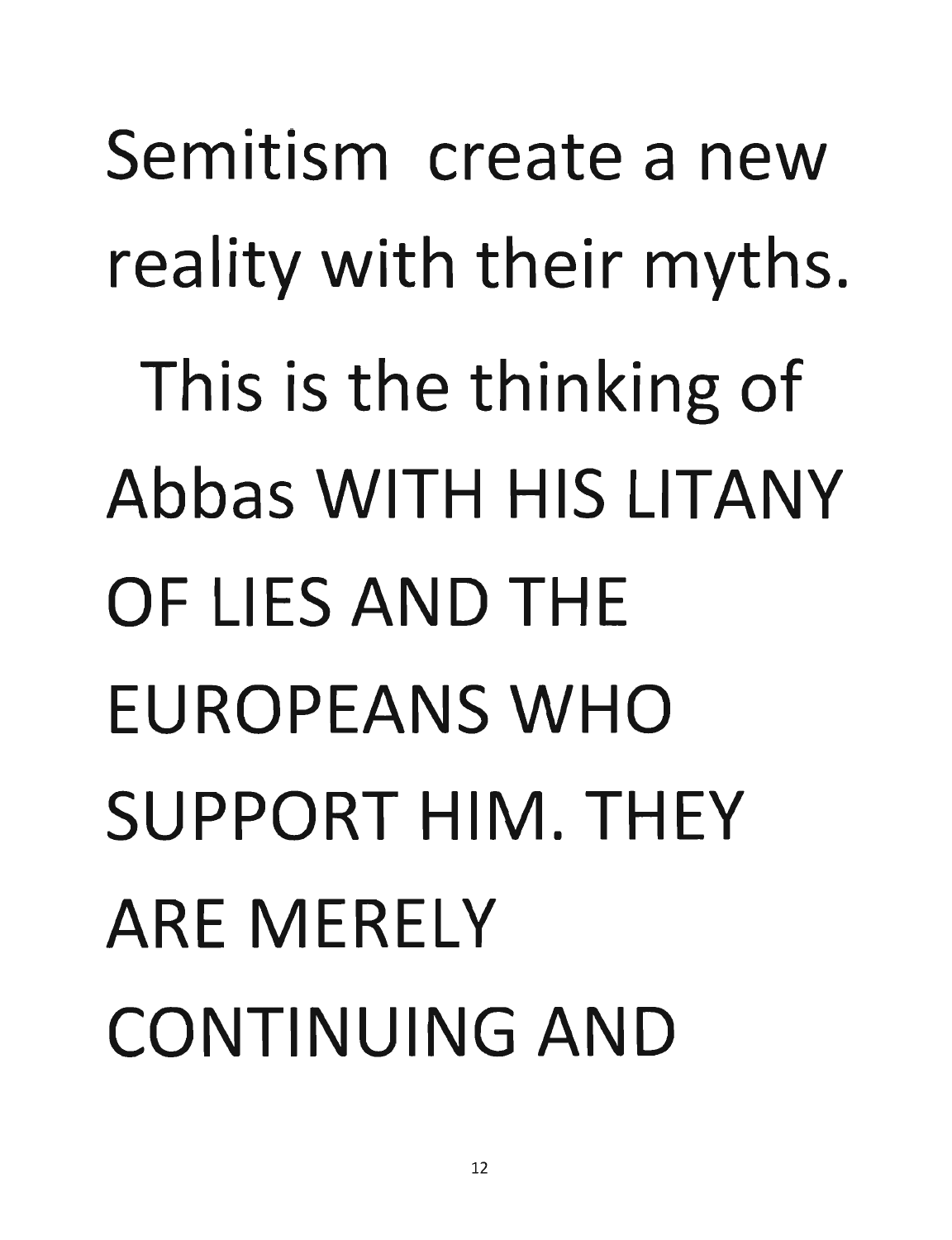Semitism create a new reality with their myths.

This is the thinking of Abbas WITH HIS LITANY OF LIES AND THE EUROPEANS WHO SUPPORT HIM. THEY ARE MERELY CONTINUING AND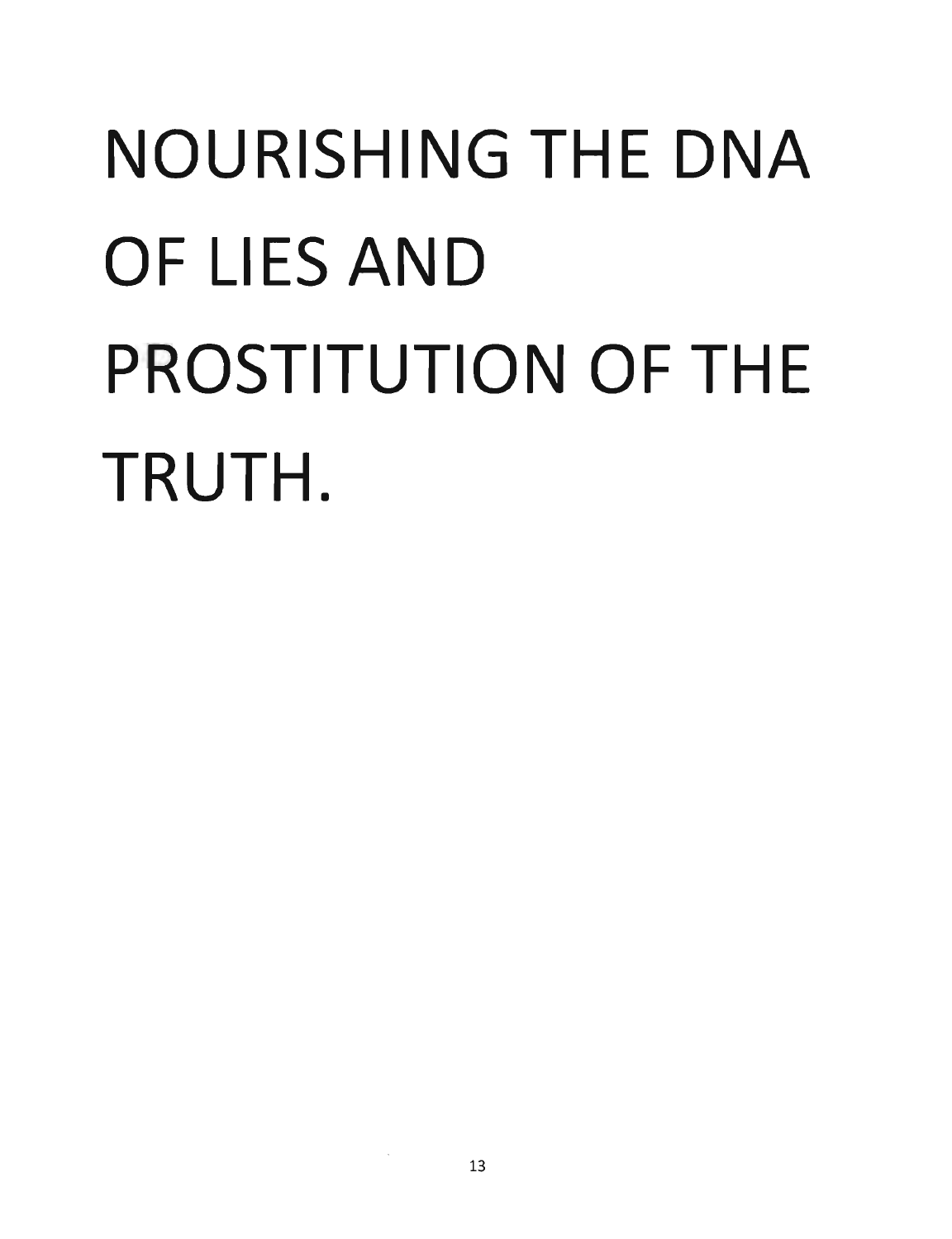# NOURISHING THE DNA OF LIES AND PROSTITUTION OF THE TRUTH.